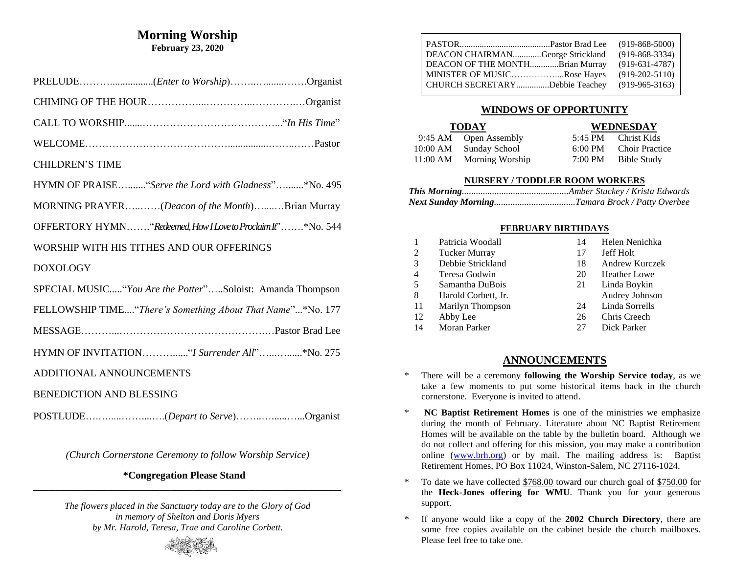# Morning Worship

**February 23, 2020**

PRELUDE……….................(*Enter to Worship*)……..…......…….Organist

CHIMING OF THE HOUR……………...…………..…………..…Organist

CALL TO WORSHIP.......………………………………….."*In His Time*"

WELCOME……………………………………...............……..……Pastor

CHILDREN'S TIME

HYMN OF PRAISE…......."*Serve the Lord with Gladness*"…......*No. 495

MORNING PRAYER…..……(*Deacon of the Month*)…...…Brian Murray

OFFERTORY HYMN……."*Redeemed, How I Love to Proclaim It*"…….*No. 544

WORSHIP WITH HIS TITHES AND OUR OFFERINGS

DOXOLOGY

SPECIAL MUSIC....."*You Are the Potter*"…..Soloist: Amanda Thompson

FELLOWSHIP TIME...."*There's Something About That Name*"...*No. 177

MESSAGE………...……………………………………..…Pastor Brad Lee

HYMN OF INVITATION……….....“*I Surrender All*"…...….....*No. 275

ADDITIONAL ANNOUNCEMENTS

BENEDICTION AND BLESSING

POSTLUDE…….....……....….(*Depart to Serve*)……..…......…..Organist

*(Church Cornerstone Ceremony to follow Worship Service)*

**\*Congregation Please Stand**

---

*The flowers placed in the Sanctuary today are to the Glory of God in memory of Shelton and Doris Myers by Mr. Harold, Teresa, Trae and Caroline Corbett.*

| | |
|---|---|
| PASTOR.........................................Pastor Brad Lee | (919-868-5000) |
| DEACON CHAIRMAN.............George Strickland | (919-868-3334) |
| DEACON OF THE MONTH.............Brian Murray | (919-631-4787) |
| MINISTER OF MUSIC………………....Rose Hayes | (919-202-5110) |
| CHURCH SECRETARY...............Debbie Teachey | (919-965-3163) |

## WINDOWS OF OPPORTUNITY

| TODAY | | WEDNESDAY | |
|---|---|---|---|
| 9:45 AM | Open Assembly | 5:45 PM | Christ Kids |
| 10:00 AM | Sunday School | 6:00 PM | Choir Practice |
| 11:00 AM | Morning Worship | 7:00 PM | Bible Study |

### NURSERY / TODDLER ROOM WORKERS

***This Morning**.............................................Amber Stuckey / Krista Edwards*

***Next Sunday Morning**..................................Tamara Brock / Patty Overbee*

### FEBRUARY BIRTHDAYS

| | | | |
|---|---|---|---|
| 1 | Patricia Woodall | 14 | Helen Nenichka |
| 2 | Tucker Murray | 17 | Jeff Holt |
| 3 | Debbie Strickland | 18 | Andrew Kurczek |
| 4 | Teresa Godwin | 20 | Heather Lowe |
| 5 | Samantha DuBois | 21 | Linda Boykin |
| 8 | Harold Corbett, Jr. | | Audrey Johnson |
| 11 | Marilyn Thompson | 24 | Linda Sorrells |
| 12 | Abby Lee | 26 | Chris Creech |
| 14 | Moran Parker | 27 | Dick Parker |

## ANNOUNCEMENTS

* There will be a ceremony **following the Worship Service today**, as we take a few moments to put some historical items back in the church cornerstone. Everyone is invited to attend.

* **NC Baptist Retirement Homes** is one of the ministries we emphasize during the month of February. Literature about NC Baptist Retirement Homes will be available on the table by the bulletin board. Although we do not collect and offering for this mission, you may make a contribution online (www.brh.org) or by mail. The mailing address is: Baptist Retirement Homes, PO Box 11024, Winston-Salem, NC 27116-1024.

* To date we have collected $768.00 toward our church goal of $750.00 for the **Heck-Jones offering for WMU**. Thank you for your generous support.

* If anyone would like a copy of the **2002 Church Directory**, there are some free copies available on the cabinet beside the church mailboxes. Please feel free to take one.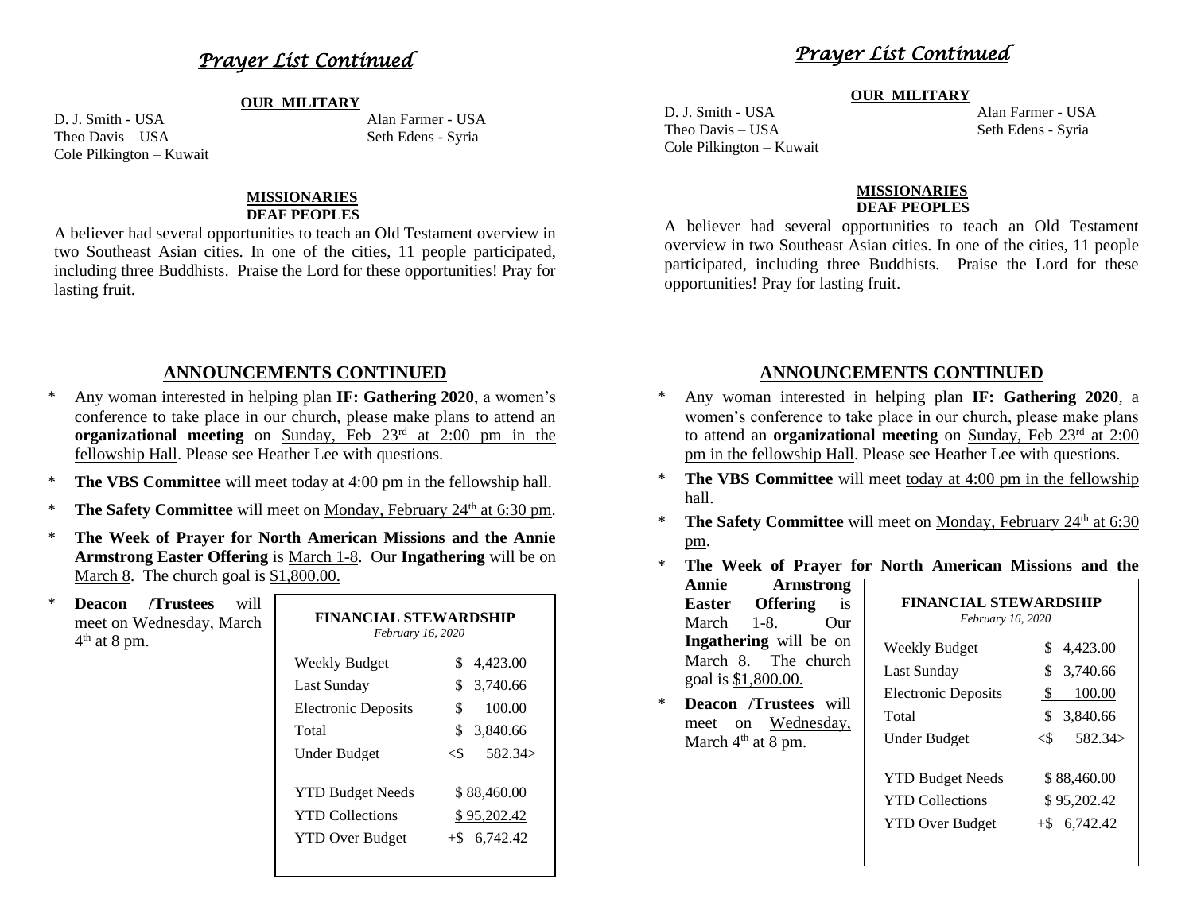## *Prayer List Continued*

**OUR MILITARY**

D. J. Smith - USA
Theo Davis – USA
Cole Pilkington – Kuwait
Alan Farmer - USA
Seth Edens - Syria

**MISSIONARIES**
**DEAF PEOPLES**

A believer had several opportunities to teach an Old Testament overview in two Southeast Asian cities. In one of the cities, 11 people participated, including three Buddhists. Praise the Lord for these opportunities! Pray for lasting fruit.

## ANNOUNCEMENTS CONTINUED

* Any woman interested in helping plan **IF: Gathering 2020**, a women's conference to take place in our church, please make plans to attend an **organizational meeting** on Sunday, Feb 23rd at 2:00 pm in the fellowship Hall. Please see Heather Lee with questions.
* **The VBS Committee** will meet today at 4:00 pm in the fellowship hall.
* **The Safety Committee** will meet on Monday, February 24th at 6:30 pm.
* **The Week of Prayer for North American Missions and the Annie Armstrong Easter Offering** is March 1-8. Our **Ingathering** will be on March 8. The church goal is $1,800.00.
* **Deacon /Trustees** will meet on Wednesday, March 4th at 8 pm.

**FINANCIAL STEWARDSHIP**
*February 16, 2020*

| | |
|---|---|
| Weekly Budget | $ 4,423.00 |
| Last Sunday | $ 3,740.66 |
| Electronic Deposits | $ 100.00 |
| Total | $ 3,840.66 |
| Under Budget | <$ 582.34> |
| YTD Budget Needs | $ 88,460.00 |
| YTD Collections | $ 95,202.42 |
| YTD Over Budget | +$ 6,742.42 |

## *Prayer List Continued*

**OUR MILITARY**

D. J. Smith - USA
Theo Davis – USA
Cole Pilkington – Kuwait
Alan Farmer - USA
Seth Edens - Syria

**MISSIONARIES**
**DEAF PEOPLES**

A believer had several opportunities to teach an Old Testament overview in two Southeast Asian cities. In one of the cities, 11 people participated, including three Buddhists. Praise the Lord for these opportunities! Pray for lasting fruit.

## ANNOUNCEMENTS CONTINUED

* Any woman interested in helping plan **IF: Gathering 2020**, a women's conference to take place in our church, please make plans to attend an **organizational meeting** on Sunday, Feb 23rd at 2:00 pm in the fellowship Hall. Please see Heather Lee with questions.
* **The VBS Committee** will meet today at 4:00 pm in the fellowship hall.
* **The Safety Committee** will meet on Monday, February 24th at 6:30 pm.
* **The Week of Prayer for North American Missions and the Annie Armstrong Easter Offering** is March 1-8. Our **Ingathering** will be on March 8. The church goal is $1,800.00.
* **Deacon /Trustees** will meet on Wednesday, March 4th at 8 pm.

**FINANCIAL STEWARDSHIP**
*February 16, 2020*

| | |
|---|---|
| Weekly Budget | $ 4,423.00 |
| Last Sunday | $ 3,740.66 |
| Electronic Deposits | $ 100.00 |
| Total | $ 3,840.66 |
| Under Budget | <$ 582.34> |
| YTD Budget Needs | $ 88,460.00 |
| YTD Collections | $ 95,202.42 |
| YTD Over Budget | +$ 6,742.42 |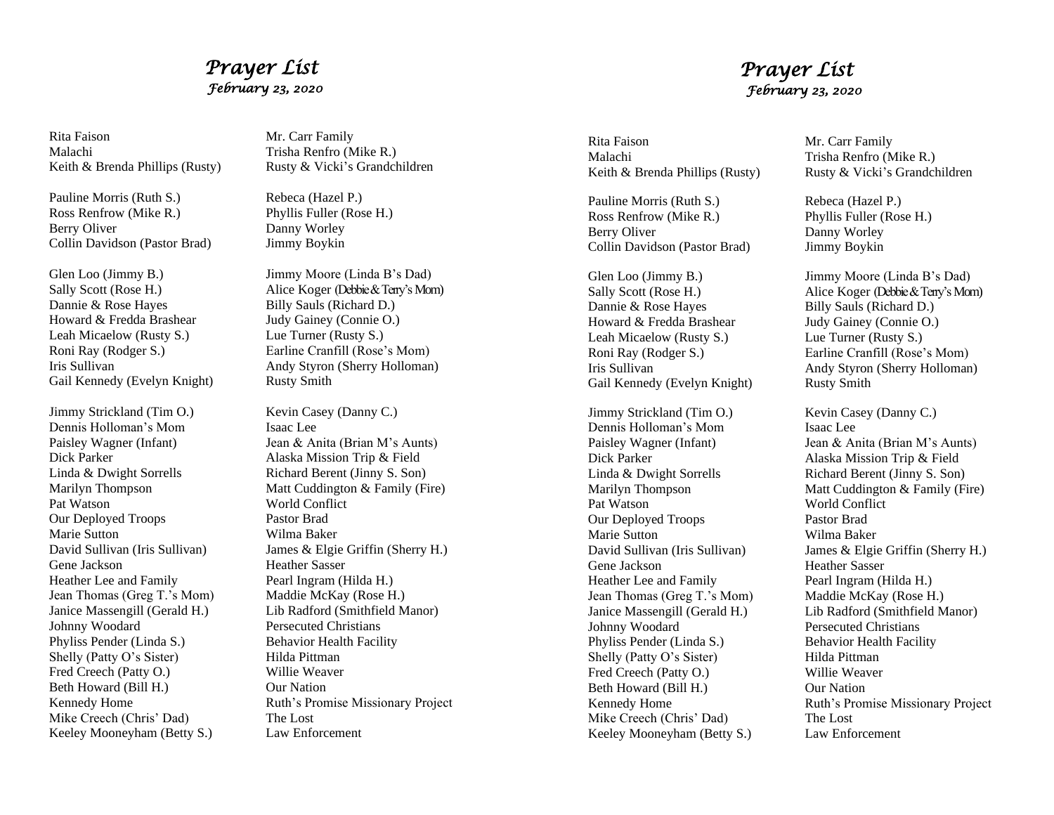# *Prayer List*

### *February 23, 2020*

Rita Faison
Malachi
Keith & Brenda Phillips (Rusty)

Pauline Morris (Ruth S.)
Ross Renfrow (Mike R.)
Berry Oliver
Collin Davidson (Pastor Brad)

Glen Loo (Jimmy B.)
Sally Scott (Rose H.)
Dannie & Rose Hayes
Howard & Fredda Brashear
Leah Micaelow (Rusty S.)
Roni Ray (Rodger S.)
Iris Sullivan
Gail Kennedy (Evelyn Knight)

Jimmy Strickland (Tim O.)
Dennis Holloman's Mom
Paisley Wagner (Infant)
Dick Parker
Linda & Dwight Sorrells
Marilyn Thompson
Pat Watson
Our Deployed Troops
Marie Sutton
David Sullivan (Iris Sullivan)
Gene Jackson
Heather Lee and Family
Jean Thomas (Greg T.'s Mom)
Janice Massengill (Gerald H.)
Johnny Woodard
Phyliss Pender (Linda S.)
Shelly (Patty O's Sister)
Fred Creech (Patty O.)
Beth Howard (Bill H.)
Kennedy Home
Mike Creech (Chris' Dad)
Keeley Mooneyham (Betty S.)

Mr. Carr Family
Trisha Renfro (Mike R.)
Rusty & Vicki's Grandchildren

Rebeca (Hazel P.)
Phyllis Fuller (Rose H.)
Danny Worley
Jimmy Boykin

Jimmy Moore (Linda B's Dad)
Alice Koger (Debbie & Terry's Mom)
Billy Sauls (Richard D.)
Judy Gainey (Connie O.)
Lue Turner (Rusty S.)
Earline Cranfill (Rose's Mom)
Andy Styron (Sherry Holloman)
Rusty Smith

Kevin Casey (Danny C.)
Isaac Lee
Jean & Anita (Brian M's Aunts)
Alaska Mission Trip & Field
Richard Berent (Jinny S. Son)
Matt Cuddington & Family (Fire)
World Conflict
Pastor Brad
Wilma Baker
James & Elgie Griffin (Sherry H.)
Heather Sasser
Pearl Ingram (Hilda H.)
Maddie McKay (Rose H.)
Lib Radford (Smithfield Manor)
Persecuted Christians
Behavior Health Facility
Hilda Pittman
Willie Weaver
Our Nation
Ruth's Promise Missionary Project
The Lost
Law Enforcement

# *Prayer List*

### *February 23, 2020*

Rita Faison
Malachi
Keith & Brenda Phillips (Rusty)

Pauline Morris (Ruth S.)
Ross Renfrow (Mike R.)
Berry Oliver
Collin Davidson (Pastor Brad)

Glen Loo (Jimmy B.)
Sally Scott (Rose H.)
Dannie & Rose Hayes
Howard & Fredda Brashear
Leah Micaelow (Rusty S.)
Roni Ray (Rodger S.)
Iris Sullivan
Gail Kennedy (Evelyn Knight)

Jimmy Strickland (Tim O.)
Dennis Holloman's Mom
Paisley Wagner (Infant)
Dick Parker
Linda & Dwight Sorrells
Marilyn Thompson
Pat Watson
Our Deployed Troops
Marie Sutton
David Sullivan (Iris Sullivan)
Gene Jackson
Heather Lee and Family
Jean Thomas (Greg T.'s Mom)
Janice Massengill (Gerald H.)
Johnny Woodard
Phyliss Pender (Linda S.)
Shelly (Patty O's Sister)
Fred Creech (Patty O.)
Beth Howard (Bill H.)
Kennedy Home
Mike Creech (Chris' Dad)
Keeley Mooneyham (Betty S.)

Mr. Carr Family
Trisha Renfro (Mike R.)
Rusty & Vicki's Grandchildren

Rebeca (Hazel P.)
Phyllis Fuller (Rose H.)
Danny Worley
Jimmy Boykin

Jimmy Moore (Linda B's Dad)
Alice Koger (Debbie & Terry's Mom)
Billy Sauls (Richard D.)
Judy Gainey (Connie O.)
Lue Turner (Rusty S.)
Earline Cranfill (Rose's Mom)
Andy Styron (Sherry Holloman)
Rusty Smith

Kevin Casey (Danny C.)
Isaac Lee
Jean & Anita (Brian M's Aunts)
Alaska Mission Trip & Field
Richard Berent (Jinny S. Son)
Matt Cuddington & Family (Fire)
World Conflict
Pastor Brad
Wilma Baker
James & Elgie Griffin (Sherry H.)
Heather Sasser
Pearl Ingram (Hilda H.)
Maddie McKay (Rose H.)
Lib Radford (Smithfield Manor)
Persecuted Christians
Behavior Health Facility
Hilda Pittman
Willie Weaver
Our Nation
Ruth's Promise Missionary Project
The Lost
Law Enforcement